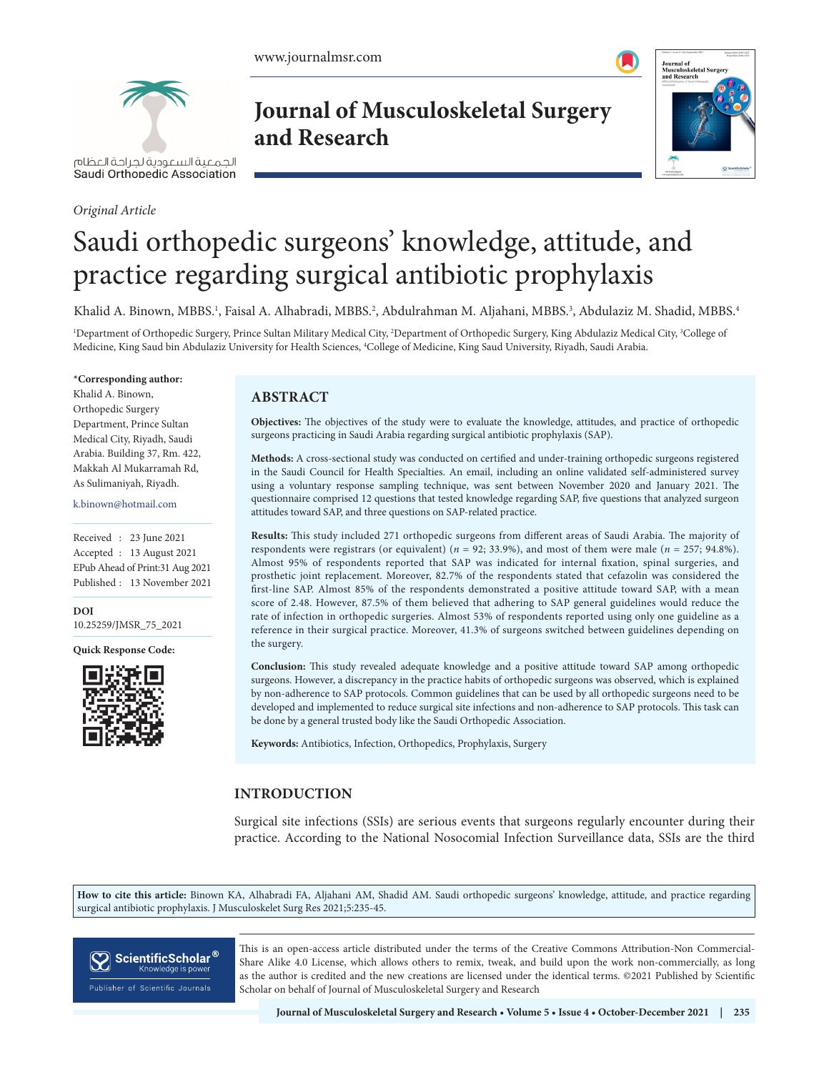*Original Article*

# Saudi orthopedic surgeons' knowledge, attitude, and practice regarding surgical antibiotic prophylaxis

Khalid A. Binown, MBBS.[1], Faisal A. Alhabradi, MBBS.[2], Abdulrahman M. Aljahani, MBBS.[3], Abdulaziz M. Shadid, MBBS.[4]

[1]Department of Orthopedic Surgery, Prince Sultan Military Medical City, [2]Department of Orthopedic Surgery, King Abdulaziz Medical City, [3]College of Medicine, King Saud bin Abdulaziz University for Health Sciences, [4]College of Medicine, King Saud University, Riyadh, Saudi Arabia.

**\*Corresponding author:**
Khalid A. Binown,
Orthopedic Surgery Department, Prince Sultan Medical City, Riyadh, Saudi Arabia. Building 37, Rm. 422, Makkah Al Mukarramah Rd, As Sulimaniyah, Riyadh.

k.binown@hotmail.com

Received : 23 June 2021
Accepted : 13 August 2021
EPub Ahead of Print: 31 Aug 2021
Published : 13 November 2021

**DOI**
10.25259/JMSR_75_2021

**Quick Response Code:**

## ABSTRACT

**Objectives:** The objectives of the study were to evaluate the knowledge, attitudes, and practice of orthopedic surgeons practicing in Saudi Arabia regarding surgical antibiotic prophylaxis (SAP).

**Methods:** A cross-sectional study was conducted on certified and under-training orthopedic surgeons registered in the Saudi Council for Health Specialties. An email, including an online validated self-administered survey using a voluntary response sampling technique, was sent between November 2020 and January 2021. The questionnaire comprised 12 questions that tested knowledge regarding SAP, five questions that analyzed surgeon attitudes toward SAP, and three questions on SAP-related practice.

**Results:** This study included 271 orthopedic surgeons from different areas of Saudi Arabia. The majority of respondents were registrars (or equivalent) ($n$ = 92; 33.9%), and most of them were male ($n$ = 257; 94.8%). Almost 95% of respondents reported that SAP was indicated for internal fixation, spinal surgeries, and prosthetic joint replacement. Moreover, 82.7% of the respondents stated that cefazolin was considered the first-line SAP. Almost 85% of the respondents demonstrated a positive attitude toward SAP, with a mean score of 2.48. However, 87.5% of them believed that adhering to SAP general guidelines would reduce the rate of infection in orthopedic surgeries. Almost 53% of respondents reported using only one guideline as a reference in their surgical practice. Moreover, 41.3% of surgeons switched between guidelines depending on the surgery.

**Conclusion:** This study revealed adequate knowledge and a positive attitude toward SAP among orthopedic surgeons. However, a discrepancy in the practice habits of orthopedic surgeons was observed, which is explained by non-adherence to SAP protocols. Common guidelines that can be used by all orthopedic surgeons need to be developed and implemented to reduce surgical site infections and non-adherence to SAP protocols. This task can be done by a general trusted body like the Saudi Orthopedic Association.

**Keywords:** Antibiotics, Infection, Orthopedics, Prophylaxis, Surgery

## INTRODUCTION

Surgical site infections (SSIs) are serious events that surgeons regularly encounter during their practice. According to the National Nosocomial Infection Surveillance data, SSIs are the third

**How to cite this article:** Binown KA, Alhabradi FA, Aljahani AM, Shadid AM. Saudi orthopedic surgeons' knowledge, attitude, and practice regarding surgical antibiotic prophylaxis. J Musculoskelet Surg Res 2021;5:235-45.

This is an open-access article distributed under the terms of the Creative Commons Attribution-Non Commercial-Share Alike 4.0 License, which allows others to remix, tweak, and build upon the work non-commercially, as long as the author is credited and the new creations are licensed under the identical terms. ©2021 Published by Scientific Scholar on behalf of Journal of Musculoskeletal Surgery and Research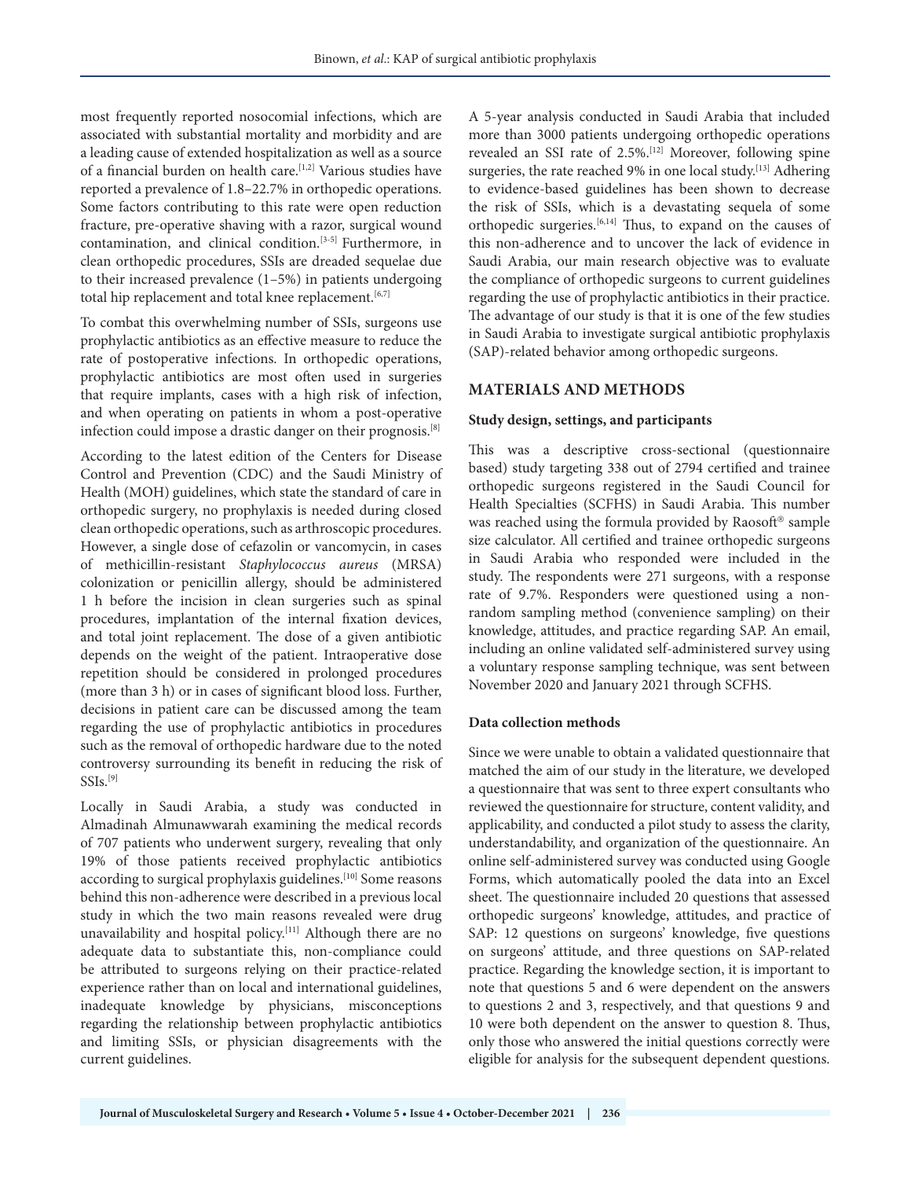most frequently reported nosocomial infections, which are associated with substantial mortality and morbidity and are a leading cause of extended hospitalization as well as a source of a financial burden on health care.[1,2] Various studies have reported a prevalence of 1.8–22.7% in orthopedic operations. Some factors contributing to this rate were open reduction fracture, pre-operative shaving with a razor, surgical wound contamination, and clinical condition.[3-5] Furthermore, in clean orthopedic procedures, SSIs are dreaded sequelae due to their increased prevalence (1–5%) in patients undergoing total hip replacement and total knee replacement.[6,7]

To combat this overwhelming number of SSIs, surgeons use prophylactic antibiotics as an effective measure to reduce the rate of postoperative infections. In orthopedic operations, prophylactic antibiotics are most often used in surgeries that require implants, cases with a high risk of infection, and when operating on patients in whom a post-operative infection could impose a drastic danger on their prognosis.[8]

According to the latest edition of the Centers for Disease Control and Prevention (CDC) and the Saudi Ministry of Health (MOH) guidelines, which state the standard of care in orthopedic surgery, no prophylaxis is needed during closed clean orthopedic operations, such as arthroscopic procedures. However, a single dose of cefazolin or vancomycin, in cases of methicillin-resistant *Staphylococcus aureus* (MRSA) colonization or penicillin allergy, should be administered 1 h before the incision in clean surgeries such as spinal procedures, implantation of the internal fixation devices, and total joint replacement. The dose of a given antibiotic depends on the weight of the patient. Intraoperative dose repetition should be considered in prolonged procedures (more than 3 h) or in cases of significant blood loss. Further, decisions in patient care can be discussed among the team regarding the use of prophylactic antibiotics in procedures such as the removal of orthopedic hardware due to the noted controversy surrounding its benefit in reducing the risk of SSIs.[9]

Locally in Saudi Arabia, a study was conducted in Almadinah Almunawwarah examining the medical records of 707 patients who underwent surgery, revealing that only 19% of those patients received prophylactic antibiotics according to surgical prophylaxis guidelines.[10] Some reasons behind this non-adherence were described in a previous local study in which the two main reasons revealed were drug unavailability and hospital policy.[11] Although there are no adequate data to substantiate this, non-compliance could be attributed to surgeons relying on their practice-related experience rather than on local and international guidelines, inadequate knowledge by physicians, misconceptions regarding the relationship between prophylactic antibiotics and limiting SSIs, or physician disagreements with the current guidelines.

A 5-year analysis conducted in Saudi Arabia that included more than 3000 patients undergoing orthopedic operations revealed an SSI rate of 2.5%.[12] Moreover, following spine surgeries, the rate reached 9% in one local study.[13] Adhering to evidence-based guidelines has been shown to decrease the risk of SSIs, which is a devastating sequela of some orthopedic surgeries.[6,14] Thus, to expand on the causes of this non-adherence and to uncover the lack of evidence in Saudi Arabia, our main research objective was to evaluate the compliance of orthopedic surgeons to current guidelines regarding the use of prophylactic antibiotics in their practice. The advantage of our study is that it is one of the few studies in Saudi Arabia to investigate surgical antibiotic prophylaxis (SAP)-related behavior among orthopedic surgeons.

## MATERIALS AND METHODS

### Study design, settings, and participants

This was a descriptive cross-sectional (questionnaire based) study targeting 338 out of 2794 certified and trainee orthopedic surgeons registered in the Saudi Council for Health Specialties (SCFHS) in Saudi Arabia. This number was reached using the formula provided by Raosoft® sample size calculator. All certified and trainee orthopedic surgeons in Saudi Arabia who responded were included in the study. The respondents were 271 surgeons, with a response rate of 9.7%. Responders were questioned using a non-random sampling method (convenience sampling) on their knowledge, attitudes, and practice regarding SAP. An email, including an online validated self-administered survey using a voluntary response sampling technique, was sent between November 2020 and January 2021 through SCFHS.

### Data collection methods

Since we were unable to obtain a validated questionnaire that matched the aim of our study in the literature, we developed a questionnaire that was sent to three expert consultants who reviewed the questionnaire for structure, content validity, and applicability, and conducted a pilot study to assess the clarity, understandability, and organization of the questionnaire. An online self-administered survey was conducted using Google Forms, which automatically pooled the data into an Excel sheet. The questionnaire included 20 questions that assessed orthopedic surgeons' knowledge, attitudes, and practice of SAP: 12 questions on surgeons' knowledge, five questions on surgeons' attitude, and three questions on SAP-related practice. Regarding the knowledge section, it is important to note that questions 5 and 6 were dependent on the answers to questions 2 and 3, respectively, and that questions 9 and 10 were both dependent on the answer to question 8. Thus, only those who answered the initial questions correctly were eligible for analysis for the subsequent dependent questions.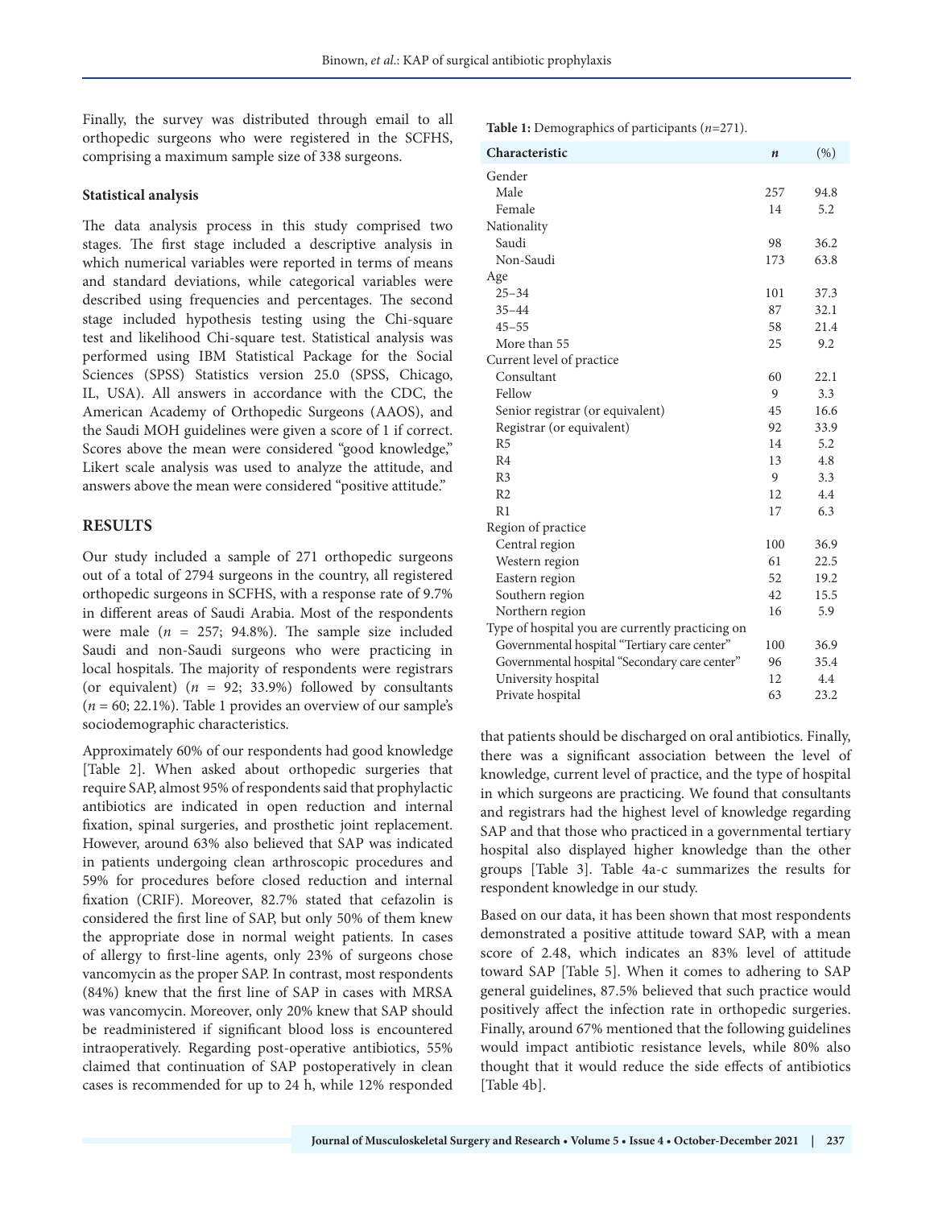Finally, the survey was distributed through email to all orthopedic surgeons who were registered in the SCFHS, comprising a maximum sample size of 338 surgeons.

**Statistical analysis**

The data analysis process in this study comprised two stages. The first stage included a descriptive analysis in which numerical variables were reported in terms of means and standard deviations, while categorical variables were described using frequencies and percentages. The second stage included hypothesis testing using the Chi-square test and likelihood Chi-square test. Statistical analysis was performed using IBM Statistical Package for the Social Sciences (SPSS) Statistics version 25.0 (SPSS, Chicago, IL, USA). All answers in accordance with the CDC, the American Academy of Orthopedic Surgeons (AAOS), and the Saudi MOH guidelines were given a score of 1 if correct. Scores above the mean were considered "good knowledge," Likert scale analysis was used to analyze the attitude, and answers above the mean were considered "positive attitude."

## RESULTS

Our study included a sample of 271 orthopedic surgeons out of a total of 2794 surgeons in the country, all registered orthopedic surgeons in SCFHS, with a response rate of 9.7% in different areas of Saudi Arabia. Most of the respondents were male (*n* = 257; 94.8%). The sample size included Saudi and non-Saudi surgeons who were practicing in local hospitals. The majority of respondents were registrars (or equivalent) (*n* = 92; 33.9%) followed by consultants (*n* = 60; 22.1%). Table 1 provides an overview of our sample's sociodemographic characteristics.

**Table 1:** Demographics of participants (*n*=271).

| Characteristic | *n* | (%) |
|---|---|---|
| Gender | | |
| Male | 257 | 94.8 |
| Female | 14 | 5.2 |
| Nationality | | |
| Saudi | 98 | 36.2 |
| Non-Saudi | 173 | 63.8 |
| Age | | |
| 25–34 | 101 | 37.3 |
| 35–44 | 87 | 32.1 |
| 45–55 | 58 | 21.4 |
| More than 55 | 25 | 9.2 |
| Current level of practice | | |
| Consultant | 60 | 22.1 |
| Fellow | 9 | 3.3 |
| Senior registrar (or equivalent) | 45 | 16.6 |
| Registrar (or equivalent) | 92 | 33.9 |
| R5 | 14 | 5.2 |
| R4 | 13 | 4.8 |
| R3 | 9 | 3.3 |
| R2 | 12 | 4.4 |
| R1 | 17 | 6.3 |
| Region of practice | | |
| Central region | 100 | 36.9 |
| Western region | 61 | 22.5 |
| Eastern region | 52 | 19.2 |
| Southern region | 42 | 15.5 |
| Northern region | 16 | 5.9 |
| Type of hospital you are currently practicing on | | |
| Governmental hospital "Tertiary care center" | 100 | 36.9 |
| Governmental hospital "Secondary care center" | 96 | 35.4 |
| University hospital | 12 | 4.4 |
| Private hospital | 63 | 23.2 |

Approximately 60% of our respondents had good knowledge [Table 2]. When asked about orthopedic surgeries that require SAP, almost 95% of respondents said that prophylactic antibiotics are indicated in open reduction and internal fixation, spinal surgeries, and prosthetic joint replacement. However, around 63% also believed that SAP was indicated in patients undergoing clean arthroscopic procedures and 59% for procedures before closed reduction and internal fixation (CRIF). Moreover, 82.7% stated that cefazolin is considered the first line of SAP, but only 50% of them knew the appropriate dose in normal weight patients. In cases of allergy to first-line agents, only 23% of surgeons chose vancomycin as the proper SAP. In contrast, most respondents (84%) knew that the first line of SAP in cases with MRSA was vancomycin. Moreover, only 20% knew that SAP should be readministered if significant blood loss is encountered intraoperatively. Regarding post-operative antibiotics, 55% claimed that continuation of SAP postoperatively in clean cases is recommended for up to 24 h, while 12% responded that patients should be discharged on oral antibiotics. Finally, there was a significant association between the level of knowledge, current level of practice, and the type of hospital in which surgeons are practicing. We found that consultants and registrars had the highest level of knowledge regarding SAP and that those who practiced in a governmental tertiary hospital also displayed higher knowledge than the other groups [Table 3]. Table 4a-c summarizes the results for respondent knowledge in our study.

Based on our data, it has been shown that most respondents demonstrated a positive attitude toward SAP, with a mean score of 2.48, which indicates an 83% level of attitude toward SAP [Table 5]. When it comes to adhering to SAP general guidelines, 87.5% believed that such practice would positively affect the infection rate in orthopedic surgeries. Finally, around 67% mentioned that the following guidelines would impact antibiotic resistance levels, while 80% also thought that it would reduce the side effects of antibiotics [Table 4b].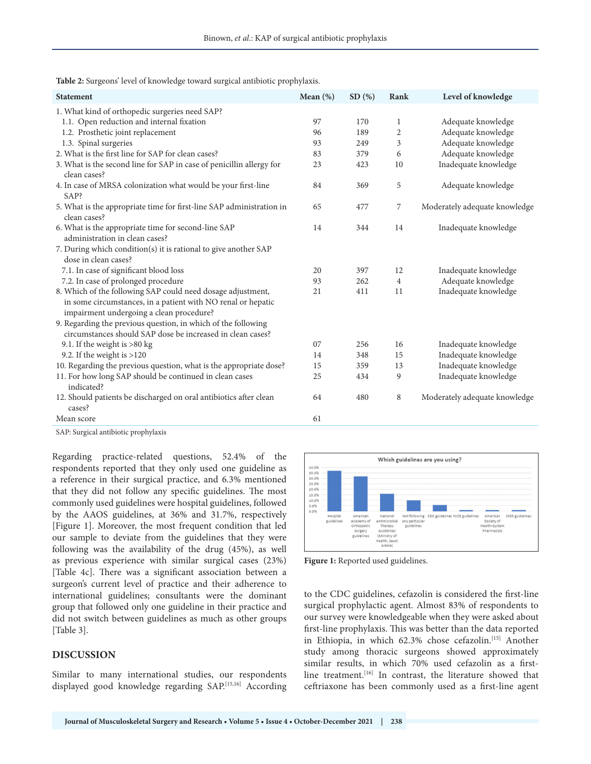**Table 2:** Surgeons' level of knowledge toward surgical antibiotic prophylaxis.

| Statement | Mean (%) | SD (%) | Rank | Level of knowledge |
|---|---|---|---|---|
| 1. What kind of orthopedic surgeries need SAP? | | | | |
| 1.1. Open reduction and internal fixation | 97 | 170 | 1 | Adequate knowledge |
| 1.2. Prosthetic joint replacement | 96 | 189 | 2 | Adequate knowledge |
| 1.3. Spinal surgeries | 93 | 249 | 3 | Adequate knowledge |
| 2. What is the first line for SAP for clean cases? | 83 | 379 | 6 | Adequate knowledge |
| 3. What is the second line for SAP in case of penicillin allergy for clean cases? | 23 | 423 | 10 | Inadequate knowledge |
| 4. In case of MRSA colonization what would be your first-line SAP? | 84 | 369 | 5 | Adequate knowledge |
| 5. What is the appropriate time for first-line SAP administration in clean cases? | 65 | 477 | 7 | Moderately adequate knowledge |
| 6. What is the appropriate time for second-line SAP administration in clean cases? | 14 | 344 | 14 | Inadequate knowledge |
| 7. During which condition(s) it is rational to give another SAP dose in clean cases? | | | | |
| 7.1. In case of significant blood loss | 20 | 397 | 12 | Inadequate knowledge |
| 7.2. In case of prolonged procedure | 93 | 262 | 4 | Adequate knowledge |
| 8. Which of the following SAP could need dosage adjustment, in some circumstances, in a patient with NO renal or hepatic impairment undergoing a clean procedure? | 21 | 411 | 11 | Inadequate knowledge |
| 9. Regarding the previous question, in which of the following circumstances should SAP dose be increased in clean cases? | | | | |
| 9.1. If the weight is >80 kg | 07 | 256 | 16 | Inadequate knowledge |
| 9.2. If the weight is >120 | 14 | 348 | 15 | Inadequate knowledge |
| 10. Regarding the previous question, what is the appropriate dose? | 15 | 359 | 13 | Inadequate knowledge |
| 11. For how long SAP should be continued in clean cases indicated? | 25 | 434 | 9 | Inadequate knowledge |
| 12. Should patients be discharged on oral antibiotics after clean cases? | 64 | 480 | 8 | Moderately adequate knowledge |
| Mean score | 61 | | | |

SAP: Surgical antibiotic prophylaxis

Regarding practice-related questions, 52.4% of the respondents reported that they only used one guideline as a reference in their surgical practice, and 6.3% mentioned that they did not follow any specific guidelines. The most commonly used guidelines were hospital guidelines, followed by the AAOS guidelines, at 36% and 31.7%, respectively [Figure 1]. Moreover, the most frequent condition that led our sample to deviate from the guidelines that they were following was the availability of the drug (45%), as well as previous experience with similar surgical cases (23%) [Table 4c]. There was a significant association between a surgeon's current level of practice and their adherence to international guidelines; consultants were the dominant group that followed only one guideline in their practice and did not switch between guidelines as much as other groups [Table 3].

**Figure 1:** Reported used guidelines.

## DISCUSSION

Similar to many international studies, our respondents displayed good knowledge regarding SAP.[15,16] According to the CDC guidelines, cefazolin is considered the first-line surgical prophylactic agent. Almost 83% of respondents to our survey were knowledgeable when they were asked about first-line prophylaxis. This was better than the data reported in Ethiopia, in which 62.3% chose cefazolin.[15] Another study among thoracic surgeons showed approximately similar results, in which 70% used cefazolin as a first-line treatment.[16] In contrast, the literature showed that ceftriaxone has been commonly used as a first-line agent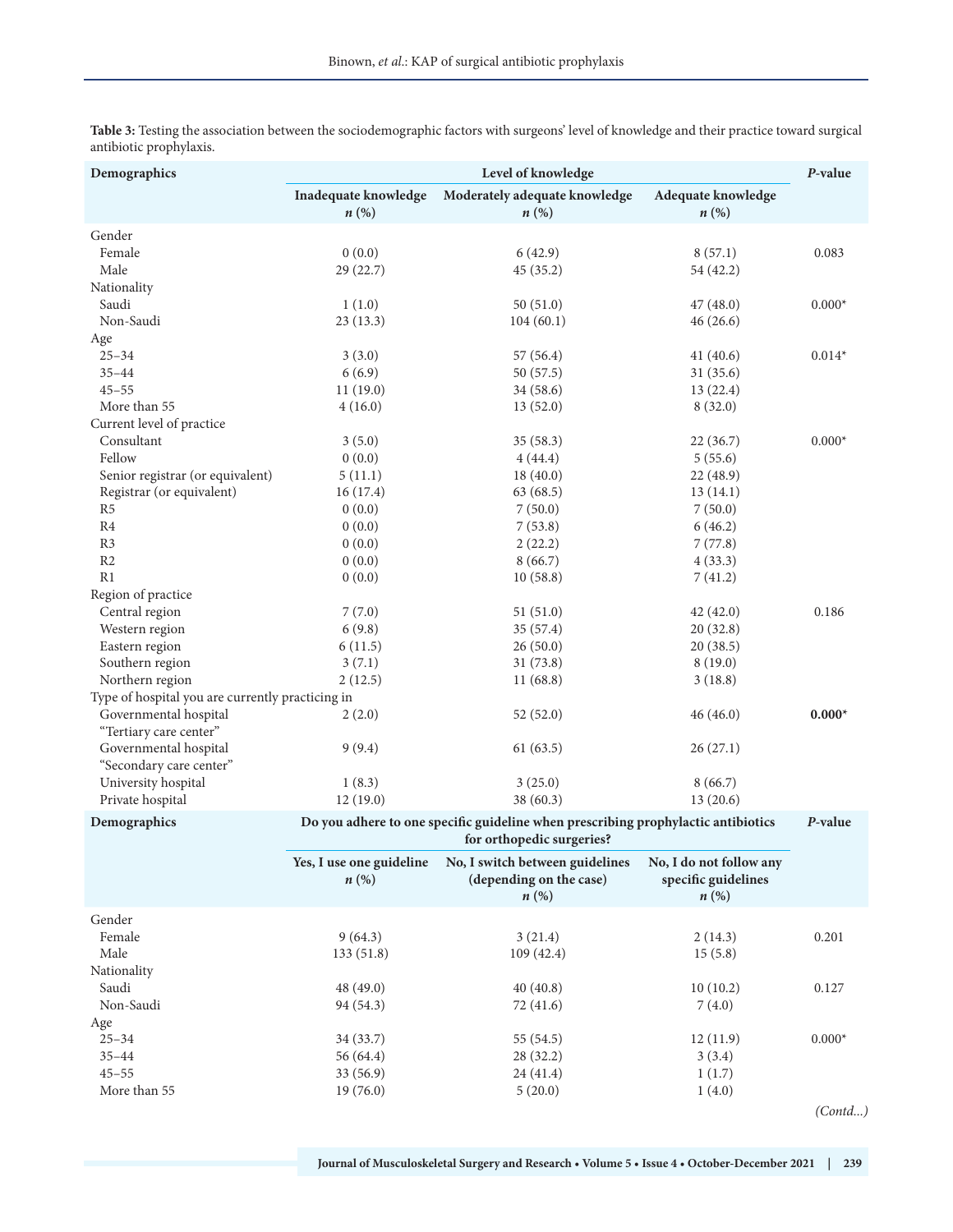**Table 3:** Testing the association between the sociodemographic factors with surgeons' level of knowledge and their practice toward surgical antibiotic prophylaxis.

| Demographics | Level of knowledge | | | *P*-value |
|---|---|---|---|---|
| | Inadequate knowledge *n* (%) | Moderately adequate knowledge *n* (%) | Adequate knowledge *n* (%) | |
| Gender | | | | |
| Female | 0 (0.0) | 6 (42.9) | 8 (57.1) | 0.083 |
| Male | 29 (22.7) | 45 (35.2) | 54 (42.2) | |
| Nationality | | | | |
| Saudi | 1 (1.0) | 50 (51.0) | 47 (48.0) | 0.000* |
| Non-Saudi | 23 (13.3) | 104 (60.1) | 46 (26.6) | |
| Age | | | | |
| 25–34 | 3 (3.0) | 57 (56.4) | 41 (40.6) | 0.014* |
| 35–44 | 6 (6.9) | 50 (57.5) | 31 (35.6) | |
| 45–55 | 11 (19.0) | 34 (58.6) | 13 (22.4) | |
| More than 55 | 4 (16.0) | 13 (52.0) | 8 (32.0) | |
| Current level of practice | | | | |
| Consultant | 3 (5.0) | 35 (58.3) | 22 (36.7) | 0.000* |
| Fellow | 0 (0.0) | 4 (44.4) | 5 (55.6) | |
| Senior registrar (or equivalent) | 5 (11.1) | 18 (40.0) | 22 (48.9) | |
| Registrar (or equivalent) | 16 (17.4) | 63 (68.5) | 13 (14.1) | |
| R5 | 0 (0.0) | 7 (50.0) | 7 (50.0) | |
| R4 | 0 (0.0) | 7 (53.8) | 6 (46.2) | |
| R3 | 0 (0.0) | 2 (22.2) | 7 (77.8) | |
| R2 | 0 (0.0) | 8 (66.7) | 4 (33.3) | |
| R1 | 0 (0.0) | 10 (58.8) | 7 (41.2) | |
| Region of practice | | | | |
| Central region | 7 (7.0) | 51 (51.0) | 42 (42.0) | 0.186 |
| Western region | 6 (9.8) | 35 (57.4) | 20 (32.8) | |
| Eastern region | 6 (11.5) | 26 (50.0) | 20 (38.5) | |
| Southern region | 3 (7.1) | 31 (73.8) | 8 (19.0) | |
| Northern region | 2 (12.5) | 11 (68.8) | 3 (18.8) | |
| Type of hospital you are currently practicing in | | | | |
| Governmental hospital "Tertiary care center" | 2 (2.0) | 52 (52.0) | 46 (46.0) | **0.000*** |
| Governmental hospital "Secondary care center" | 9 (9.4) | 61 (63.5) | 26 (27.1) | |
| University hospital | 1 (8.3) | 3 (25.0) | 8 (66.7) | |
| Private hospital | 12 (19.0) | 38 (60.3) | 13 (20.6) | |
| **Demographics** | **Do you adhere to one specific guideline when prescribing prophylactic antibiotics for orthopedic surgeries?** | | | ***P*-value** |
| | **Yes, I use one guideline *n* (%)** | **No, I switch between guidelines (depending on the case) *n* (%)** | **No, I do not follow any specific guidelines *n* (%)** | |
| Gender | | | | |
| Female | 9 (64.3) | 3 (21.4) | 2 (14.3) | 0.201 |
| Male | 133 (51.8) | 109 (42.4) | 15 (5.8) | |
| Nationality | | | | |
| Saudi | 48 (49.0) | 40 (40.8) | 10 (10.2) | 0.127 |
| Non-Saudi | 94 (54.3) | 72 (41.6) | 7 (4.0) | |
| Age | | | | |
| 25–34 | 34 (33.7) | 55 (54.5) | 12 (11.9) | 0.000* |
| 35–44 | 56 (64.4) | 28 (32.2) | 3 (3.4) | |
| 45–55 | 33 (56.9) | 24 (41.4) | 1 (1.7) | |
| More than 55 | 19 (76.0) | 5 (20.0) | 1 (4.0) | |

*(Contd...)*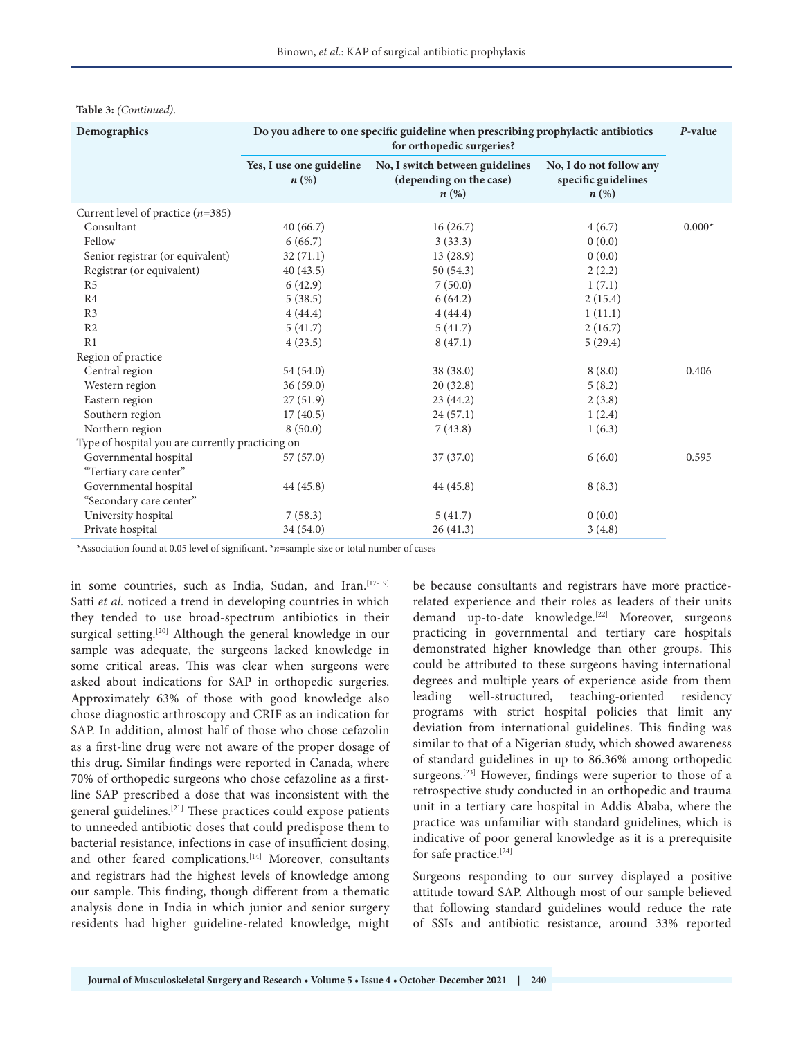**Table 3:** *(Continued).*

| Demographics | Do you adhere to one specific guideline when prescribing prophylactic antibiotics for orthopedic surgeries? | | | *P*-value |
|---|---|---|---|---|
| | Yes, I use one guideline *n* (%) | No, I switch between guidelines (depending on the case) *n* (%) | No, I do not follow any specific guidelines *n* (%) | |
| Current level of practice (*n*=385) | | | | |
| Consultant | 40 (66.7) | 16 (26.7) | 4 (6.7) | 0.000* |
| Fellow | 6 (66.7) | 3 (33.3) | 0 (0.0) | |
| Senior registrar (or equivalent) | 32 (71.1) | 13 (28.9) | 0 (0.0) | |
| Registrar (or equivalent) | 40 (43.5) | 50 (54.3) | 2 (2.2) | |
| R5 | 6 (42.9) | 7 (50.0) | 1 (7.1) | |
| R4 | 5 (38.5) | 6 (64.2) | 2 (15.4) | |
| R3 | 4 (44.4) | 4 (44.4) | 1 (11.1) | |
| R2 | 5 (41.7) | 5 (41.7) | 2 (16.7) | |
| R1 | 4 (23.5) | 8 (47.1) | 5 (29.4) | |
| Region of practice | | | | |
| Central region | 54 (54.0) | 38 (38.0) | 8 (8.0) | 0.406 |
| Western region | 36 (59.0) | 20 (32.8) | 5 (8.2) | |
| Eastern region | 27 (51.9) | 23 (44.2) | 2 (3.8) | |
| Southern region | 17 (40.5) | 24 (57.1) | 1 (2.4) | |
| Northern region | 8 (50.0) | 7 (43.8) | 1 (6.3) | |
| Type of hospital you are currently practicing on | | | | |
| Governmental hospital "Tertiary care center" | 57 (57.0) | 37 (37.0) | 6 (6.0) | 0.595 |
| Governmental hospital "Secondary care center" | 44 (45.8) | 44 (45.8) | 8 (8.3) | |
| University hospital | 7 (58.3) | 5 (41.7) | 0 (0.0) | |
| Private hospital | 34 (54.0) | 26 (41.3) | 3 (4.8) | |

*Association found at 0.05 level of significant. **n*=sample size or total number of cases

in some countries, such as India, Sudan, and Iran.[17-19] Satti *et al.* noticed a trend in developing countries in which they tended to use broad-spectrum antibiotics in their surgical setting.[20] Although the general knowledge in our sample was adequate, the surgeons lacked knowledge in some critical areas. This was clear when surgeons were asked about indications for SAP in orthopedic surgeries. Approximately 63% of those with good knowledge also chose diagnostic arthroscopy and CRIF as an indication for SAP. In addition, almost half of those who chose cefazolin as a first-line drug were not aware of the proper dosage of this drug. Similar findings were reported in Canada, where 70% of orthopedic surgeons who chose cefazoline as a first-line SAP prescribed a dose that was inconsistent with the general guidelines.[21] These practices could expose patients to unneeded antibiotic doses that could predispose them to bacterial resistance, infections in case of insufficient dosing, and other feared complications.[14] Moreover, consultants and registrars had the highest levels of knowledge among our sample. This finding, though different from a thematic analysis done in India in which junior and senior surgery residents had higher guideline-related knowledge, might be because consultants and registrars have more practice-related experience and their roles as leaders of their units demand up-to-date knowledge.[22] Moreover, surgeons practicing in governmental and tertiary care hospitals demonstrated higher knowledge than other groups. This could be attributed to these surgeons having international degrees and multiple years of experience aside from them leading well-structured, teaching-oriented residency programs with strict hospital policies that limit any deviation from international guidelines. This finding was similar to that of a Nigerian study, which showed awareness of standard guidelines in up to 86.36% among orthopedic surgeons.[23] However, findings were superior to those of a retrospective study conducted in an orthopedic and trauma unit in a tertiary care hospital in Addis Ababa, where the practice was unfamiliar with standard guidelines, which is indicative of poor general knowledge as it is a prerequisite for safe practice.[24]

Surgeons responding to our survey displayed a positive attitude toward SAP. Although most of our sample believed that following standard guidelines would reduce the rate of SSIs and antibiotic resistance, around 33% reported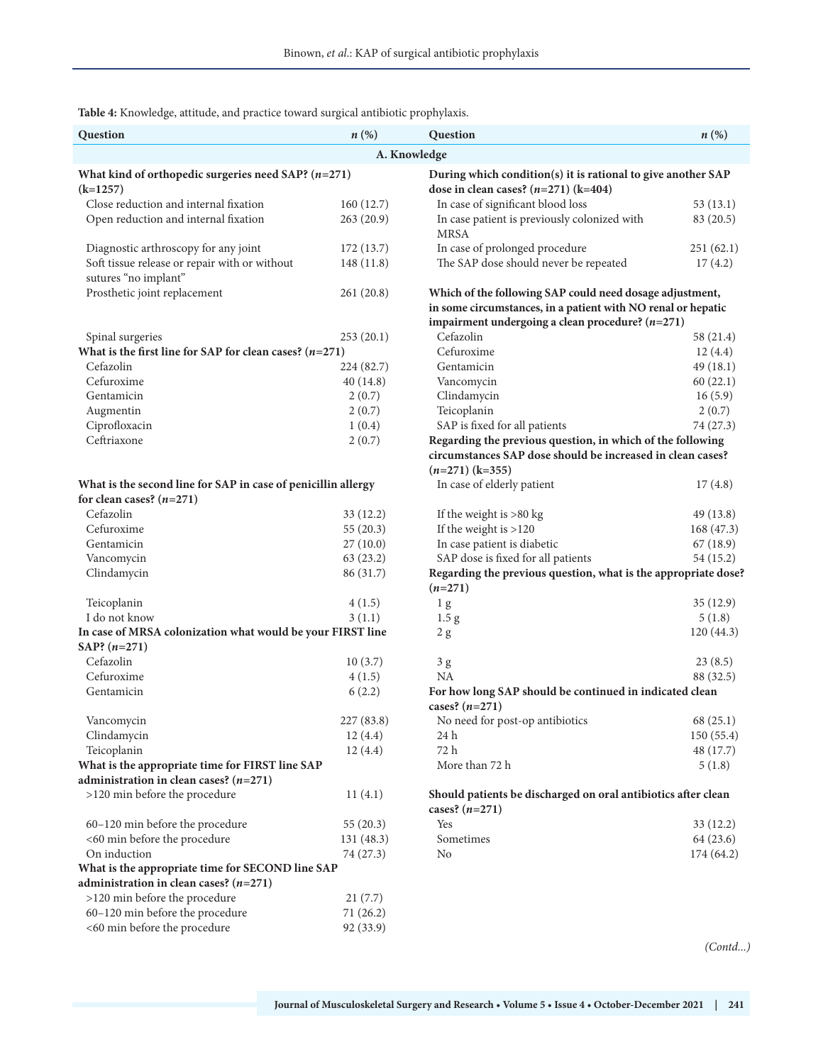**Table 4:** Knowledge, attitude, and practice toward surgical antibiotic prophylaxis.

| Question | *n* (%) |
|---|---|
| **A. Knowledge** | |
| **What kind of orthopedic surgeries need SAP? (*n*=271) (k=1257)** | |
| Close reduction and internal fixation | 160 (12.7) |
| Open reduction and internal fixation | 263 (20.9) |
| Diagnostic arthroscopy for any joint | 172 (13.7) |
| Soft tissue release or repair with or without sutures "no implant" | 148 (11.8) |
| Prosthetic joint replacement | 261 (20.8) |
| Spinal surgeries | 253 (20.1) |
| **What is the first line for SAP for clean cases? (*n*=271)** | |
| Cefazolin | 224 (82.7) |
| Cefuroxime | 40 (14.8) |
| Gentamicin | 2 (0.7) |
| Augmentin | 2 (0.7) |
| Ciprofloxacin | 1 (0.4) |
| Ceftriaxone | 2 (0.7) |
| **What is the second line for SAP in case of penicillin allergy for clean cases? (*n*=271)** | |
| Cefazolin | 33 (12.2) |
| Cefuroxime | 55 (20.3) |
| Gentamicin | 27 (10.0) |
| Vancomycin | 63 (23.2) |
| Clindamycin | 86 (31.7) |
| Teicoplanin | 4 (1.5) |
| I do not know | 3 (1.1) |
| **In case of MRSA colonization what would be your FIRST line SAP? (*n*=271)** | |
| Cefazolin | 10 (3.7) |
| Cefuroxime | 4 (1.5) |
| Gentamicin | 6 (2.2) |
| Vancomycin | 227 (83.8) |
| Clindamycin | 12 (4.4) |
| Teicoplanin | 12 (4.4) |
| **What is the appropriate time for FIRST line SAP administration in clean cases? (*n*=271)** | |
| >120 min before the procedure | 11 (4.1) |
| 60–120 min before the procedure | 55 (20.3) |
| <60 min before the procedure | 131 (48.3) |
| On induction | 74 (27.3) |
| **What is the appropriate time for SECOND line SAP administration in clean cases? (*n*=271)** | |
| >120 min before the procedure | 21 (7.7) |
| 60–120 min before the procedure | 71 (26.2) |
| <60 min before the procedure | 92 (33.9) |
| **During which condition(s) it is rational to give another SAP dose in clean cases? (*n*=271) (k=404)** | |
| In case of significant blood loss | 53 (13.1) |
| In case patient is previously colonized with MRSA | 83 (20.5) |
| In case of prolonged procedure | 251 (62.1) |
| The SAP dose should never be repeated | 17 (4.2) |
| **Which of the following SAP could need dosage adjustment, in some circumstances, in a patient with NO renal or hepatic impairment undergoing a clean procedure? (*n*=271)** | |
| Cefazolin | 58 (21.4) |
| Cefuroxime | 12 (4.4) |
| Gentamicin | 49 (18.1) |
| Vancomycin | 60 (22.1) |
| Clindamycin | 16 (5.9) |
| Teicoplanin | 2 (0.7) |
| SAP is fixed for all patients | 74 (27.3) |
| **Regarding the previous question, in which of the following circumstances SAP dose should be increased in clean cases? (*n*=271) (k=355)** | |
| In case of elderly patient | 17 (4.8) |
| If the weight is >80 kg | 49 (13.8) |
| If the weight is >120 | 168 (47.3) |
| In case patient is diabetic | 67 (18.9) |
| SAP dose is fixed for all patients | 54 (15.2) |
| **Regarding the previous question, what is the appropriate dose? (*n*=271)** | |
| 1 g | 35 (12.9) |
| 1.5 g | 5 (1.8) |
| 2 g | 120 (44.3) |
| 3 g | 23 (8.5) |
| NA | 88 (32.5) |
| **For how long SAP should be continued in indicated clean cases? (*n*=271)** | |
| No need for post-op antibiotics | 68 (25.1) |
| 24 h | 150 (55.4) |
| 72 h | 48 (17.7) |
| More than 72 h | 5 (1.8) |
| **Should patients be discharged on oral antibiotics after clean cases? (*n*=271)** | |
| Yes | 33 (12.2) |
| Sometimes | 64 (23.6) |
| No | 174 (64.2) |

*(Contd...)*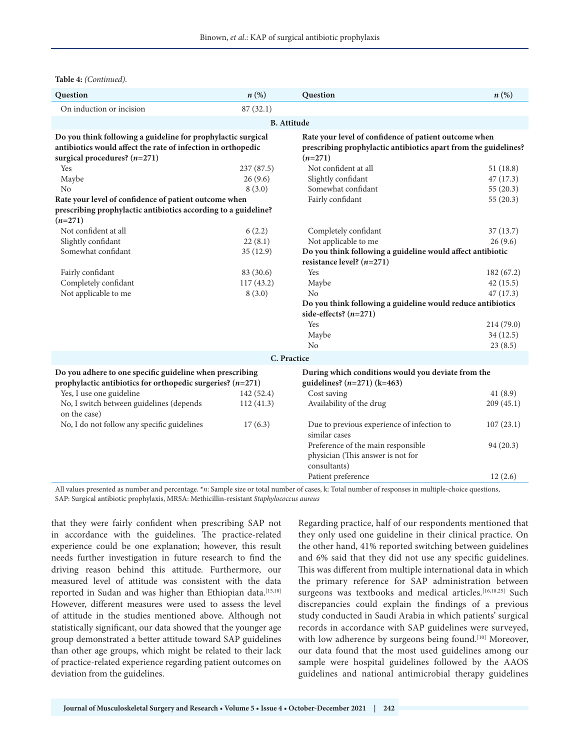**Table 4:** *(Continued).*

| Question | *n* (%) | Question | *n* (%) |
|---|---|---|---|
| On induction or incision | 87 (32.1) | | |
| **B. Attitude** | | | |
| **Do you think following a guideline for prophylactic surgical antibiotics would affect the rate of infection in orthopedic surgical procedures? (*n*=271)** | | **Rate your level of confidence of patient outcome when prescribing prophylactic antibiotics apart from the guidelines? (*n*=271)** | |
| Yes | 237 (87.5) | Not confident at all | 51 (18.8) |
| Maybe | 26 (9.6) | Slightly confidant | 47 (17.3) |
| No | 8 (3.0) | Somewhat confidant | 55 (20.3) |
| **Rate your level of confidence of patient outcome when prescribing prophylactic antibiotics according to a guideline? (*n*=271)** | | Fairly confidant | 55 (20.3) |
| Not confident at all | 6 (2.2) | Completely confidant | 37 (13.7) |
| Slightly confidant | 22 (8.1) | Not applicable to me | 26 (9.6) |
| Somewhat confidant | 35 (12.9) | **Do you think following a guideline would affect antibiotic resistance level? (*n*=271)** | |
| Fairly confidant | 83 (30.6) | Yes | 182 (67.2) |
| Completely confidant | 117 (43.2) | Maybe | 42 (15.5) |
| Not applicable to me | 8 (3.0) | No | 47 (17.3) |
| | | **Do you think following a guideline would reduce antibiotics side-effects? (*n*=271)** | |
| | | Yes | 214 (79.0) |
| | | Maybe | 34 (12.5) |
| | | No | 23 (8.5) |
| **C. Practice** | | | |
| **Do you adhere to one specific guideline when prescribing prophylactic antibiotics for orthopedic surgeries? (*n*=271)** | | **During which conditions would you deviate from the guidelines? (*n*=271) (k=463)** | |
| Yes, I use one guideline | 142 (52.4) | Cost saving | 41 (8.9) |
| No, I switch between guidelines (depends on the case) | 112 (41.3) | Availability of the drug | 209 (45.1) |
| No, I do not follow any specific guidelines | 17 (6.3) | Due to previous experience of infection to similar cases | 107 (23.1) |
| | | Preference of the main responsible physician (This answer is not for consultants) | 94 (20.3) |
| | | Patient preference | 12 (2.6) |

All values presented as number and percentage. \**n*: Sample size or total number of cases, k: Total number of responses in multiple-choice questions, SAP: Surgical antibiotic prophylaxis, MRSA: Methicillin-resistant *Staphylococcus aureus*

that they were fairly confident when prescribing SAP not in accordance with the guidelines. The practice-related experience could be one explanation; however, this result needs further investigation in future research to find the driving reason behind this attitude. Furthermore, our measured level of attitude was consistent with the data reported in Sudan and was higher than Ethiopian data.[15,18] However, different measures were used to assess the level of attitude in the studies mentioned above. Although not statistically significant, our data showed that the younger age group demonstrated a better attitude toward SAP guidelines than other age groups, which might be related to their lack of practice-related experience regarding patient outcomes on deviation from the guidelines.

Regarding practice, half of our respondents mentioned that they only used one guideline in their clinical practice. On the other hand, 41% reported switching between guidelines and 6% said that they did not use any specific guidelines. This was different from multiple international data in which the primary reference for SAP administration between surgeons was textbooks and medical articles.[16,18,25] Such discrepancies could explain the findings of a previous study conducted in Saudi Arabia in which patients' surgical records in accordance with SAP guidelines were surveyed, with low adherence by surgeons being found.[10] Moreover, our data found that the most used guidelines among our sample were hospital guidelines followed by the AAOS guidelines and national antimicrobial therapy guidelines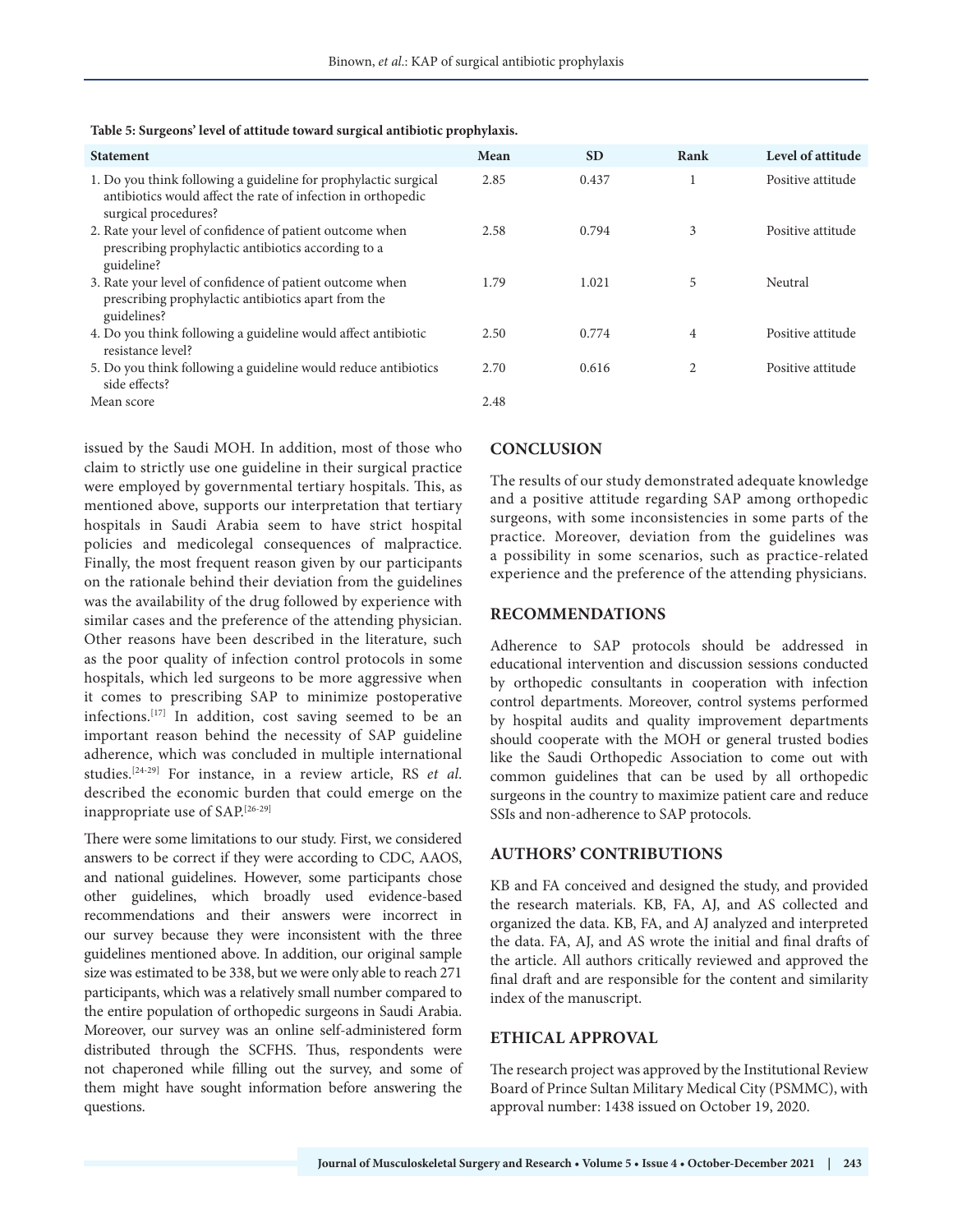**Table 5: Surgeons' level of attitude toward surgical antibiotic prophylaxis.**

| Statement | Mean | SD | Rank | Level of attitude |
|---|---|---|---|---|
| 1. Do you think following a guideline for prophylactic surgical antibiotics would affect the rate of infection in orthopedic surgical procedures? | 2.85 | 0.437 | 1 | Positive attitude |
| 2. Rate your level of confidence of patient outcome when prescribing prophylactic antibiotics according to a guideline? | 2.58 | 0.794 | 3 | Positive attitude |
| 3. Rate your level of confidence of patient outcome when prescribing prophylactic antibiotics apart from the guidelines? | 1.79 | 1.021 | 5 | Neutral |
| 4. Do you think following a guideline would affect antibiotic resistance level? | 2.50 | 0.774 | 4 | Positive attitude |
| 5. Do you think following a guideline would reduce antibiotics side effects? | 2.70 | 0.616 | 2 | Positive attitude |
| Mean score | 2.48 | | | |

issued by the Saudi MOH. In addition, most of those who claim to strictly use one guideline in their surgical practice were employed by governmental tertiary hospitals. This, as mentioned above, supports our interpretation that tertiary hospitals in Saudi Arabia seem to have strict hospital policies and medicolegal consequences of malpractice. Finally, the most frequent reason given by our participants on the rationale behind their deviation from the guidelines was the availability of the drug followed by experience with similar cases and the preference of the attending physician. Other reasons have been described in the literature, such as the poor quality of infection control protocols in some hospitals, which led surgeons to be more aggressive when it comes to prescribing SAP to minimize postoperative infections.[17] In addition, cost saving seemed to be an important reason behind the necessity of SAP guideline adherence, which was concluded in multiple international studies.[24-29] For instance, in a review article, RS *et al*. described the economic burden that could emerge on the inappropriate use of SAP.[26-29]

There were some limitations to our study. First, we considered answers to be correct if they were according to CDC, AAOS, and national guidelines. However, some participants chose other guidelines, which broadly used evidence-based recommendations and their answers were incorrect in our survey because they were inconsistent with the three guidelines mentioned above. In addition, our original sample size was estimated to be 338, but we were only able to reach 271 participants, which was a relatively small number compared to the entire population of orthopedic surgeons in Saudi Arabia. Moreover, our survey was an online self-administered form distributed through the SCFHS. Thus, respondents were not chaperoned while filling out the survey, and some of them might have sought information before answering the questions.

## CONCLUSION

The results of our study demonstrated adequate knowledge and a positive attitude regarding SAP among orthopedic surgeons, with some inconsistencies in some parts of the practice. Moreover, deviation from the guidelines was a possibility in some scenarios, such as practice-related experience and the preference of the attending physicians.

## RECOMMENDATIONS

Adherence to SAP protocols should be addressed in educational intervention and discussion sessions conducted by orthopedic consultants in cooperation with infection control departments. Moreover, control systems performed by hospital audits and quality improvement departments should cooperate with the MOH or general trusted bodies like the Saudi Orthopedic Association to come out with common guidelines that can be used by all orthopedic surgeons in the country to maximize patient care and reduce SSIs and non-adherence to SAP protocols.

## AUTHORS' CONTRIBUTIONS

KB and FA conceived and designed the study, and provided the research materials. KB, FA, AJ, and AS collected and organized the data. KB, FA, and AJ analyzed and interpreted the data. FA, AJ, and AS wrote the initial and final drafts of the article. All authors critically reviewed and approved the final draft and are responsible for the content and similarity index of the manuscript.

## ETHICAL APPROVAL

The research project was approved by the Institutional Review Board of Prince Sultan Military Medical City (PSMMC), with approval number: 1438 issued on October 19, 2020.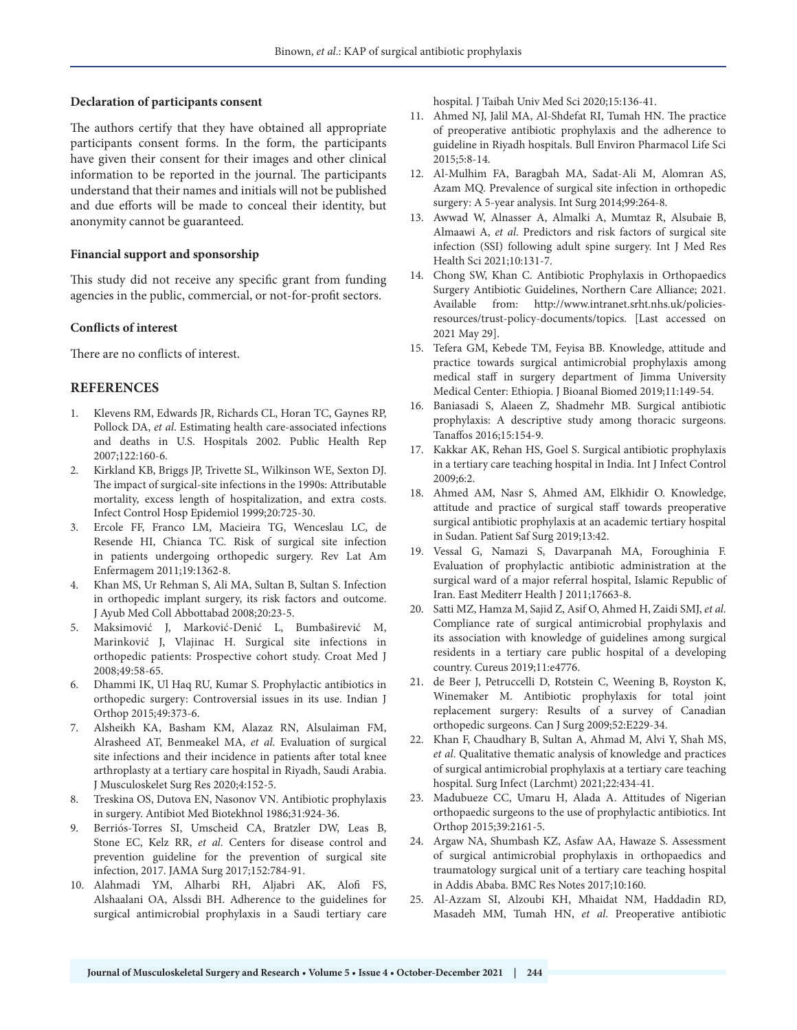### Declaration of participants consent

The authors certify that they have obtained all appropriate participants consent forms. In the form, the participants have given their consent for their images and other clinical information to be reported in the journal. The participants understand that their names and initials will not be published and due efforts will be made to conceal their identity, but anonymity cannot be guaranteed.

### Financial support and sponsorship

This study did not receive any specific grant from funding agencies in the public, commercial, or not-for-profit sectors.

### Conflicts of interest

There are no conflicts of interest.

## REFERENCES

1. Klevens RM, Edwards JR, Richards CL, Horan TC, Gaynes RP, Pollock DA, *et al*. Estimating health care-associated infections and deaths in U.S. Hospitals 2002. Public Health Rep 2007;122:160-6.
2. Kirkland KB, Briggs JP, Trivette SL, Wilkinson WE, Sexton DJ. The impact of surgical-site infections in the 1990s: Attributable mortality, excess length of hospitalization, and extra costs. Infect Control Hosp Epidemiol 1999;20:725-30.
3. Ercole FF, Franco LM, Macieira TG, Wenceslau LC, de Resende HI, Chianca TC. Risk of surgical site infection in patients undergoing orthopedic surgery. Rev Lat Am Enfermagem 2011;19:1362-8.
4. Khan MS, Ur Rehman S, Ali MA, Sultan B, Sultan S. Infection in orthopedic implant surgery, its risk factors and outcome. J Ayub Med Coll Abbottabad 2008;20:23-5.
5. Maksimović J, Marković-Denić L, Bumbaširević M, Marinković J, Vlajinac H. Surgical site infections in orthopedic patients: Prospective cohort study. Croat Med J 2008;49:58-65.
6. Dhammi IK, Ul Haq RU, Kumar S. Prophylactic antibiotics in orthopedic surgery: Controversial issues in its use. Indian J Orthop 2015;49:373-6.
7. Alsheikh KA, Basham KM, Alazaz RN, Alsulaiman FM, Alrasheed AT, Benmeakel MA, *et al*. Evaluation of surgical site infections and their incidence in patients after total knee arthroplasty at a tertiary care hospital in Riyadh, Saudi Arabia. J Musculoskelet Surg Res 2020;4:152-5.
8. Treskina OS, Dutova EN, Nasonov VN. Antibiotic prophylaxis in surgery. Antibiot Med Biotekhnol 1986;31:924-36.
9. Berriós-Torres SI, Umscheid CA, Bratzler DW, Leas B, Stone EC, Kelz RR, *et al*. Centers for disease control and prevention guideline for the prevention of surgical site infection, 2017. JAMA Surg 2017;152:784-91.
10. Alahmadi YM, Alharbi RH, Aljabri AK, Alofi FS, Alshaalani OA, Alssdi BH. Adherence to the guidelines for surgical antimicrobial prophylaxis in a Saudi tertiary care hospital. J Taibah Univ Med Sci 2020;15:136-41.
11. Ahmed NJ, Jalil MA, Al-Shdefat RI, Tumah HN. The practice of preoperative antibiotic prophylaxis and the adherence to guideline in Riyadh hospitals. Bull Environ Pharmacol Life Sci 2015;5:8-14.
12. Al-Mulhim FA, Baragbah MA, Sadat-Ali M, Alomran AS, Azam MQ. Prevalence of surgical site infection in orthopedic surgery: A 5-year analysis. Int Surg 2014;99:264-8.
13. Awwad W, Alnasser A, Almalki A, Mumtaz R, Alsubaie B, Almaawi A, *et al*. Predictors and risk factors of surgical site infection (SSI) following adult spine surgery. Int J Med Res Health Sci 2021;10:131-7.
14. Chong SW, Khan C. Antibiotic Prophylaxis in Orthopaedics Surgery Antibiotic Guidelines, Northern Care Alliance; 2021. Available from: http://www.intranet.srht.nhs.uk/policies-resources/trust-policy-documents/topics. [Last accessed on 2021 May 29].
15. Tefera GM, Kebede TM, Feyisa BB. Knowledge, attitude and practice towards surgical antimicrobial prophylaxis among medical staff in surgery department of Jimma University Medical Center: Ethiopia. J Bioanal Biomed 2019;11:149-54.
16. Baniasadi S, Alaeen Z, Shadmehr MB. Surgical antibiotic prophylaxis: A descriptive study among thoracic surgeons. Tanaffos 2016;15:154-9.
17. Kakkar AK, Rehan HS, Goel S. Surgical antibiotic prophylaxis in a tertiary care teaching hospital in India. Int J Infect Control 2009;6:2.
18. Ahmed AM, Nasr S, Ahmed AM, Elkhidir O. Knowledge, attitude and practice of surgical staff towards preoperative surgical antibiotic prophylaxis at an academic tertiary hospital in Sudan. Patient Saf Surg 2019;13:42.
19. Vessal G, Namazi S, Davarpanah MA, Foroughinia F. Evaluation of prophylactic antibiotic administration at the surgical ward of a major referral hospital, Islamic Republic of Iran. East Mediterr Health J 2011;17663-8.
20. Satti MZ, Hamza M, Sajid Z, Asif O, Ahmed H, Zaidi SMJ, *et al*. Compliance rate of surgical antimicrobial prophylaxis and its association with knowledge of guidelines among surgical residents in a tertiary care public hospital of a developing country. Cureus 2019;11:e4776.
21. de Beer J, Petruccelli D, Rotstein C, Weening B, Royston K, Winemaker M. Antibiotic prophylaxis for total joint replacement surgery: Results of a survey of Canadian orthopedic surgeons. Can J Surg 2009;52:E229-34.
22. Khan F, Chaudhary B, Sultan A, Ahmad M, Alvi Y, Shah MS, *et al*. Qualitative thematic analysis of knowledge and practices of surgical antimicrobial prophylaxis at a tertiary care teaching hospital. Surg Infect (Larchmt) 2021;22:434-41.
23. Madubueze CC, Umaru H, Alada A. Attitudes of Nigerian orthopaedic surgeons to the use of prophylactic antibiotics. Int Orthop 2015;39:2161-5.
24. Argaw NA, Shumbash KZ, Asfaw AA, Hawaze S. Assessment of surgical antimicrobial prophylaxis in orthopaedics and traumatology surgical unit of a tertiary care teaching hospital in Addis Ababa. BMC Res Notes 2017;10:160.
25. Al-Azzam SI, Alzoubi KH, Mhaidat NM, Haddadin RD, Masadeh MM, Tumah HN, *et al*. Preoperative antibiotic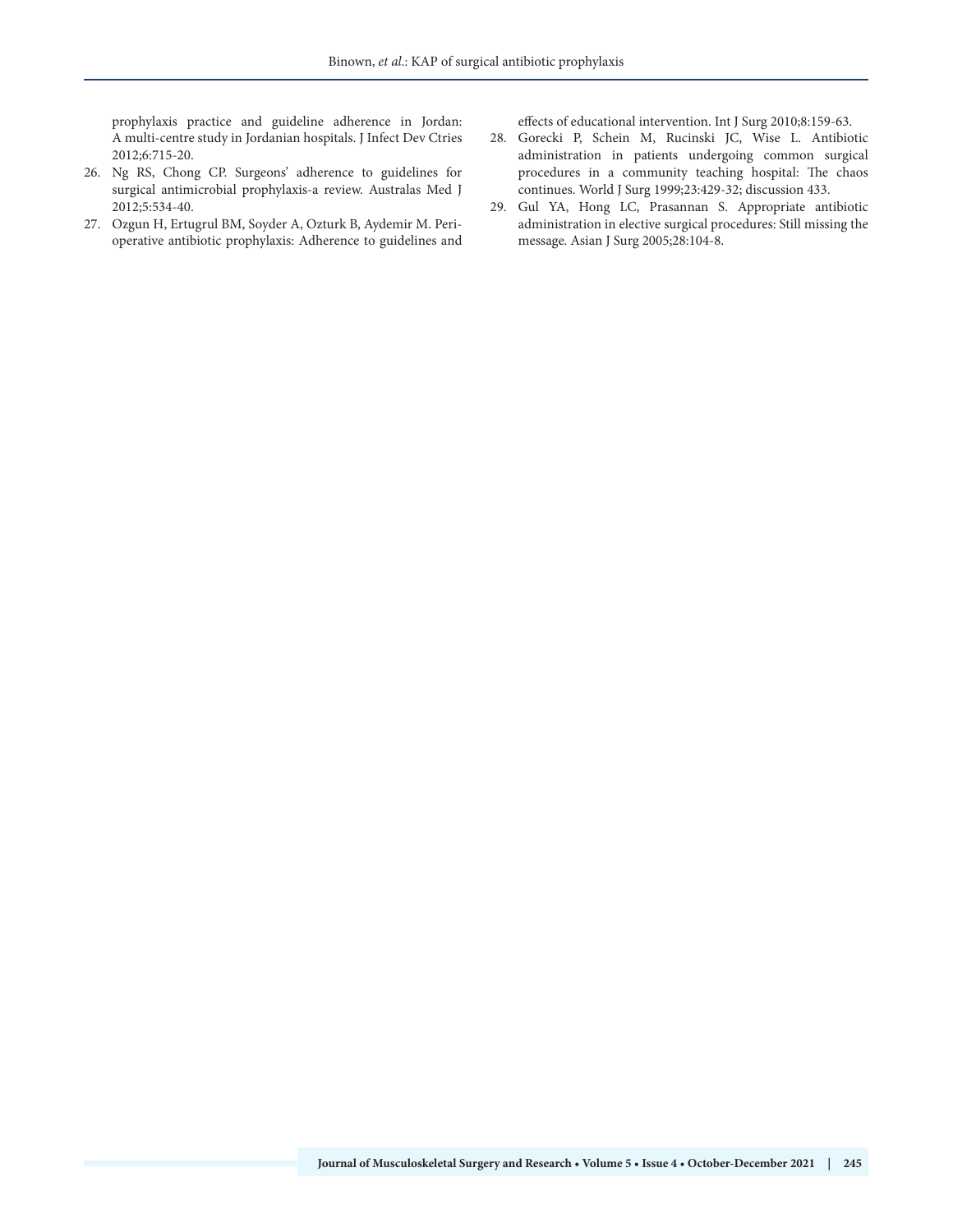prophylaxis practice and guideline adherence in Jordan: A multi-centre study in Jordanian hospitals. J Infect Dev Ctries 2012;6:715-20.

26. Ng RS, Chong CP. Surgeons' adherence to guidelines for surgical antimicrobial prophylaxis-a review. Australas Med J 2012;5:534-40.
27. Ozgun H, Ertugrul BM, Soyder A, Ozturk B, Aydemir M. Peri-operative antibiotic prophylaxis: Adherence to guidelines and effects of educational intervention. Int J Surg 2010;8:159-63.
28. Gorecki P, Schein M, Rucinski JC, Wise L. Antibiotic administration in patients undergoing common surgical procedures in a community teaching hospital: The chaos continues. World J Surg 1999;23:429-32; discussion 433.
29. Gul YA, Hong LC, Prasannan S. Appropriate antibiotic administration in elective surgical procedures: Still missing the message. Asian J Surg 2005;28:104-8.